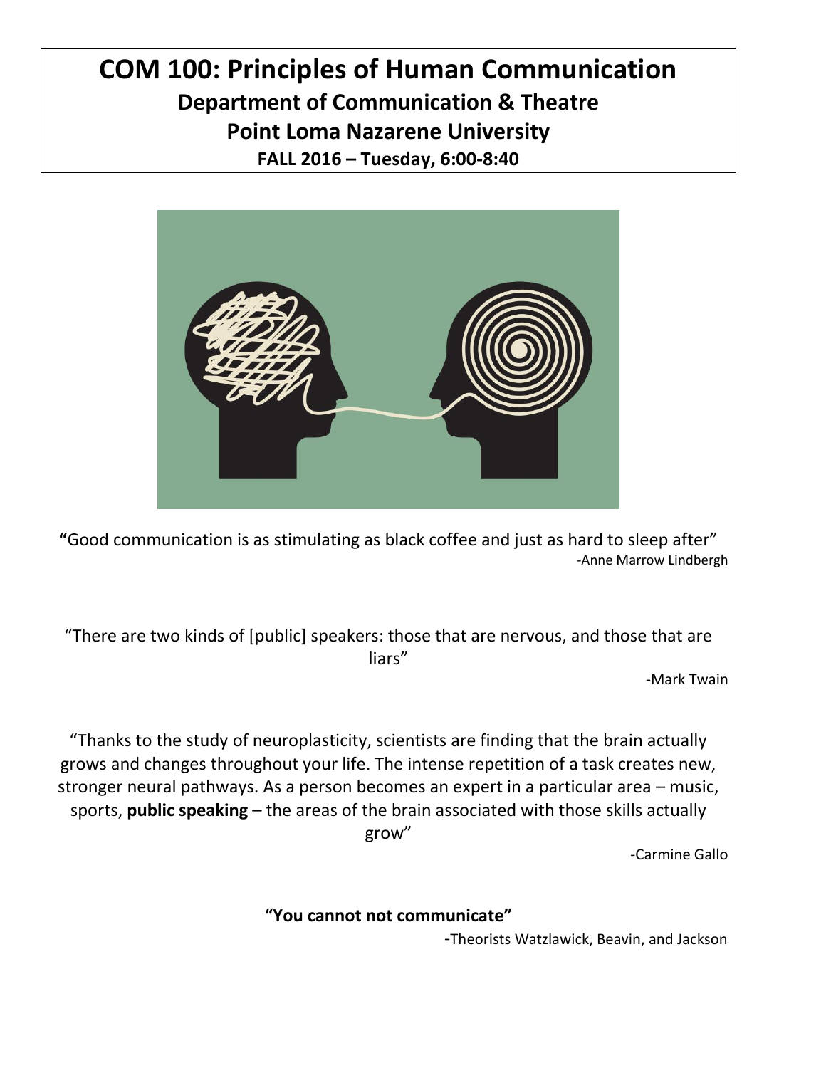# COM 100: Principles of Human Communication

## Department of Communication & Theatre

## Point Loma Nazarene University

### FALL 2016 – Tuesday, 6:00-8:40

**"**Good communication is as stimulating as black coffee and just as hard to sleep after"

-Anne Marrow Lindbergh

"There are two kinds of [public] speakers: those that are nervous, and those that are liars"

-Mark Twain

"Thanks to the study of neuroplasticity, scientists are finding that the brain actually grows and changes throughout your life. The intense repetition of a task creates new, stronger neural pathways. As a person becomes an expert in a particular area – music, sports, **public speaking** – the areas of the brain associated with those skills actually grow"

-Carmine Gallo

**"You cannot not communicate"**

-Theorists Watzlawick, Beavin, and Jackson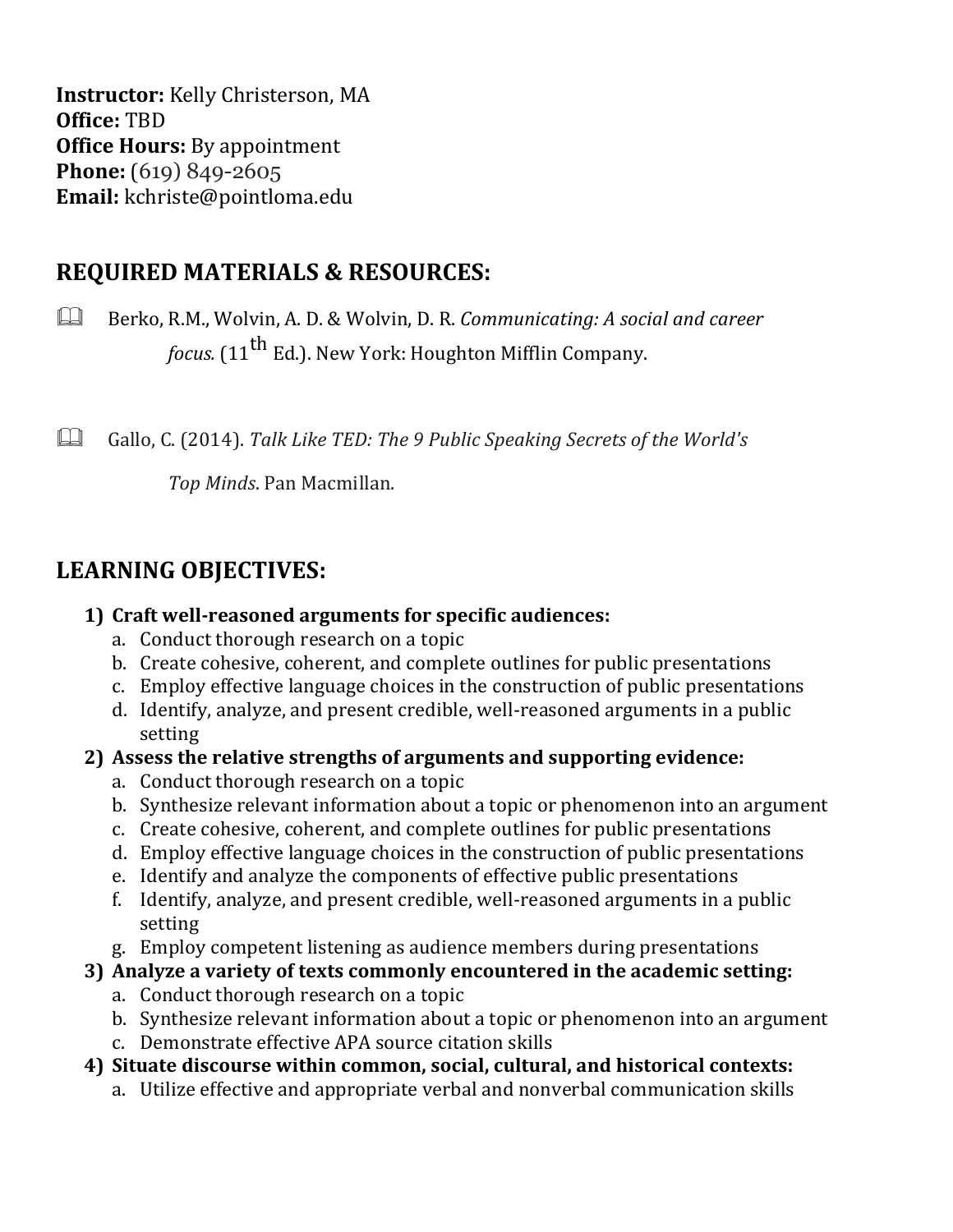**Instructor:** Kelly Christerson, MA
**Office:** TBD
**Office Hours:** By appointment
**Phone:** (619) 849-2605
**Email:** kchriste@pointloma.edu

## REQUIRED MATERIALS & RESOURCES:

- Berko, R.M., Wolvin, A. D. & Wolvin, D. R. *Communicating: A social and career focus.* (11th Ed.). New York: Houghton Mifflin Company.

- Gallo, C. (2014). *Talk Like TED: The 9 Public Speaking Secrets of the World's Top Minds*. Pan Macmillan.

## LEARNING OBJECTIVES:

1) **Craft well-reasoned arguments for specific audiences:**
   a. Conduct thorough research on a topic
   b. Create cohesive, coherent, and complete outlines for public presentations
   c. Employ effective language choices in the construction of public presentations
   d. Identify, analyze, and present credible, well-reasoned arguments in a public setting
2) **Assess the relative strengths of arguments and supporting evidence:**
   a. Conduct thorough research on a topic
   b. Synthesize relevant information about a topic or phenomenon into an argument
   c. Create cohesive, coherent, and complete outlines for public presentations
   d. Employ effective language choices in the construction of public presentations
   e. Identify and analyze the components of effective public presentations
   f. Identify, analyze, and present credible, well-reasoned arguments in a public setting
   g. Employ competent listening as audience members during presentations
3) **Analyze a variety of texts commonly encountered in the academic setting:**
   a. Conduct thorough research on a topic
   b. Synthesize relevant information about a topic or phenomenon into an argument
   c. Demonstrate effective APA source citation skills
4) **Situate discourse within common, social, cultural, and historical contexts:**
   a. Utilize effective and appropriate verbal and nonverbal communication skills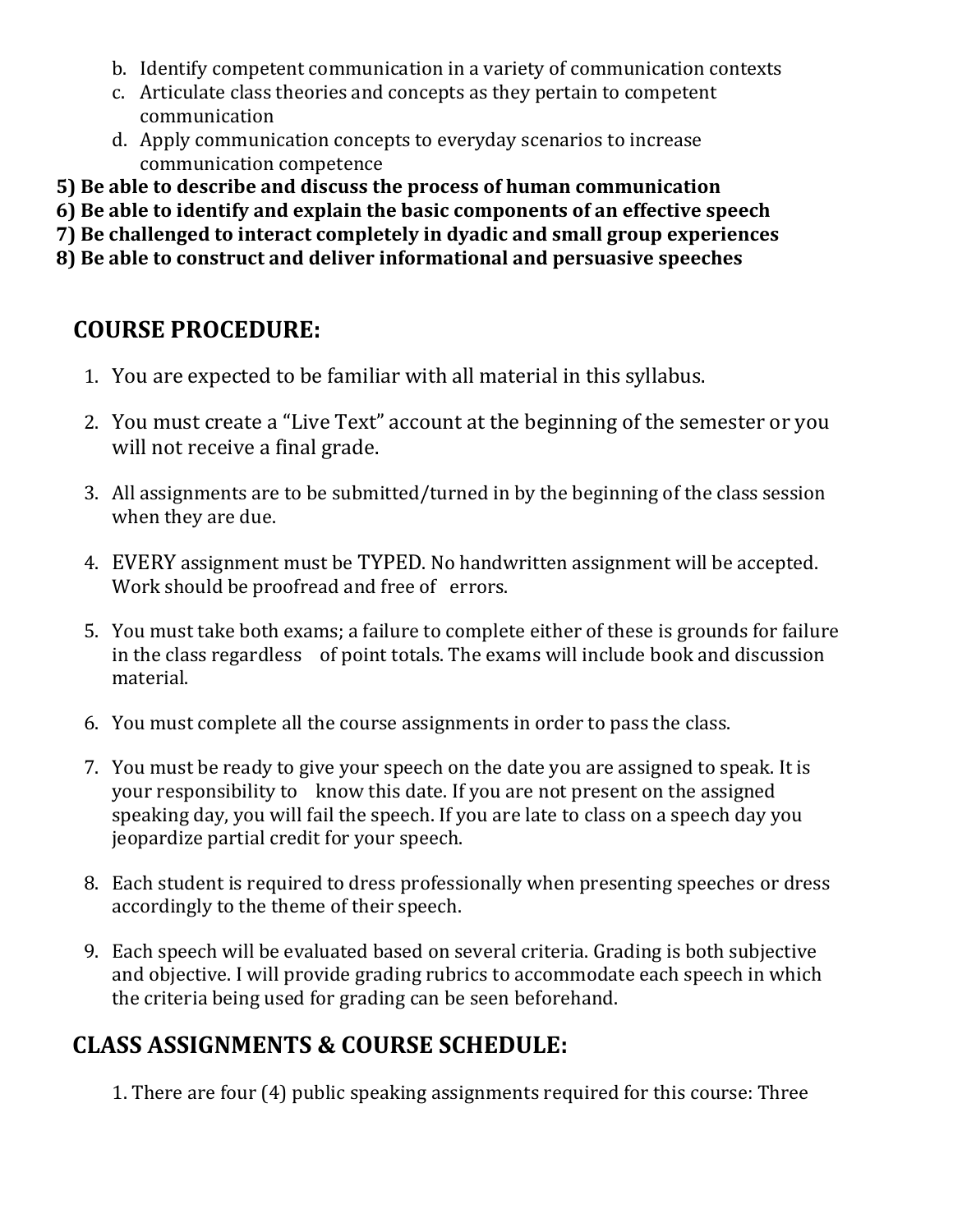b. Identify competent communication in a variety of communication contexts
c. Articulate class theories and concepts as they pertain to competent communication
d. Apply communication concepts to everyday scenarios to increase communication competence

**5) Be able to describe and discuss the process of human communication**
**6) Be able to identify and explain the basic components of an effective speech**
**7) Be challenged to interact completely in dyadic and small group experiences**
**8) Be able to construct and deliver informational and persuasive speeches**

## COURSE PROCEDURE:

1. You are expected to be familiar with all material in this syllabus.

2. You must create a "Live Text" account at the beginning of the semester or you will not receive a final grade.

3. All assignments are to be submitted/turned in by the beginning of the class session when they are due.

4. EVERY assignment must be TYPED. No handwritten assignment will be accepted. Work should be proofread and free of errors.

5. You must take both exams; a failure to complete either of these is grounds for failure in the class regardless of point totals. The exams will include book and discussion material.

6. You must complete all the course assignments in order to pass the class.

7. You must be ready to give your speech on the date you are assigned to speak. It is your responsibility to know this date. If you are not present on the assigned speaking day, you will fail the speech. If you are late to class on a speech day you jeopardize partial credit for your speech.

8. Each student is required to dress professionally when presenting speeches or dress accordingly to the theme of their speech.

9. Each speech will be evaluated based on several criteria. Grading is both subjective and objective. I will provide grading rubrics to accommodate each speech in which the criteria being used for grading can be seen beforehand.

## CLASS ASSIGNMENTS & COURSE SCHEDULE:

1. There are four (4) public speaking assignments required for this course: Three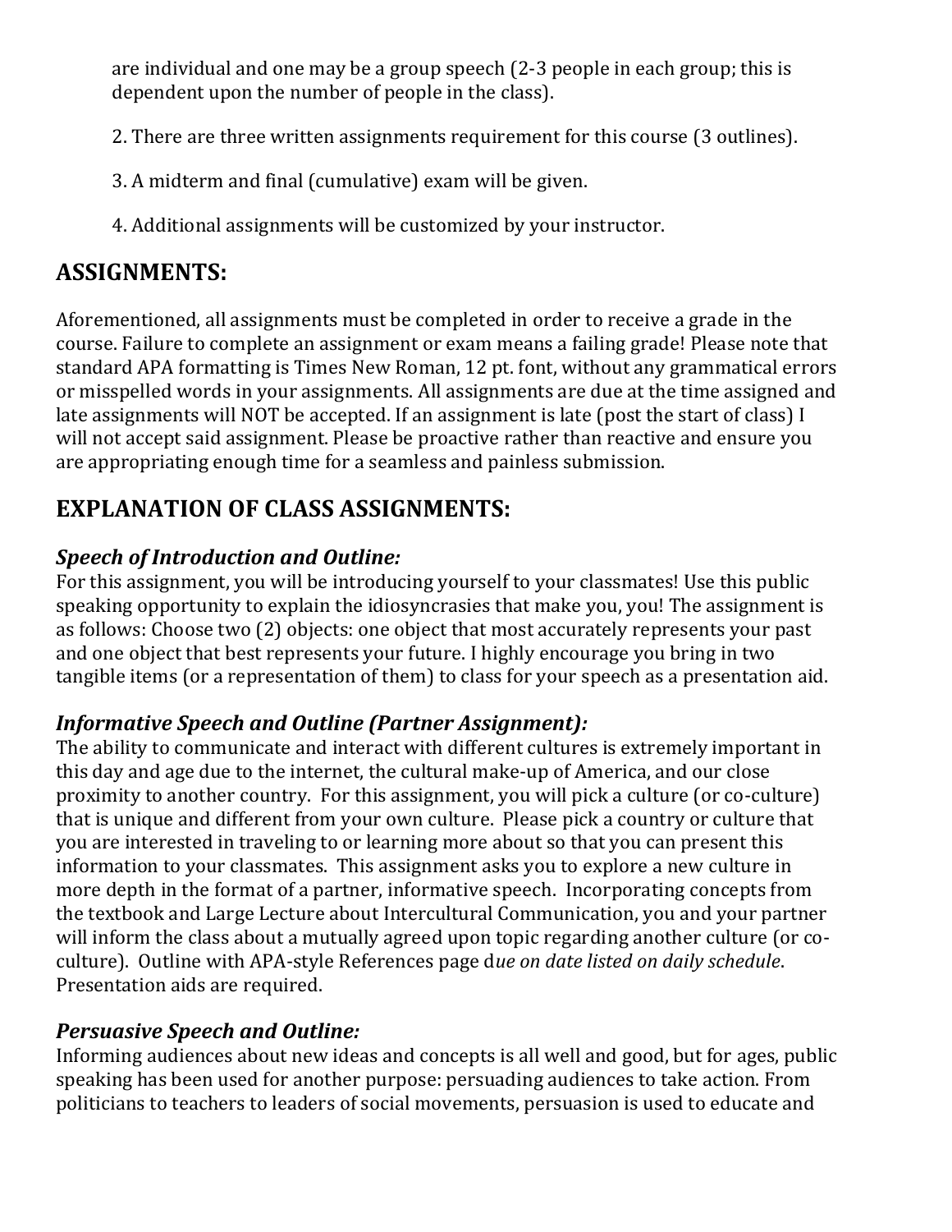are individual and one may be a group speech (2-3 people in each group; this is dependent upon the number of people in the class).

2. There are three written assignments requirement for this course (3 outlines).

3. A midterm and final (cumulative) exam will be given.

4. Additional assignments will be customized by your instructor.

## ASSIGNMENTS:

Aforementioned, all assignments must be completed in order to receive a grade in the course. Failure to complete an assignment or exam means a failing grade! Please note that standard APA formatting is Times New Roman, 12 pt. font, without any grammatical errors or misspelled words in your assignments. All assignments are due at the time assigned and late assignments will NOT be accepted. If an assignment is late (post the start of class) I will not accept said assignment. Please be proactive rather than reactive and ensure you are appropriating enough time for a seamless and painless submission.

## EXPLANATION OF CLASS ASSIGNMENTS:

### *Speech of Introduction and Outline:*

For this assignment, you will be introducing yourself to your classmates! Use this public speaking opportunity to explain the idiosyncrasies that make you, you! The assignment is as follows: Choose two (2) objects: one object that most accurately represents your past and one object that best represents your future. I highly encourage you bring in two tangible items (or a representation of them) to class for your speech as a presentation aid.

### *Informative Speech and Outline (Partner Assignment):*

The ability to communicate and interact with different cultures is extremely important in this day and age due to the internet, the cultural make-up of America, and our close proximity to another country. For this assignment, you will pick a culture (or co-culture) that is unique and different from your own culture. Please pick a country or culture that you are interested in traveling to or learning more about so that you can present this information to your classmates. This assignment asks you to explore a new culture in more depth in the format of a partner, informative speech. Incorporating concepts from the textbook and Large Lecture about Intercultural Communication, you and your partner will inform the class about a mutually agreed upon topic regarding another culture (or co-culture). Outline with APA-style References page d*ue on date listed on daily schedule*. Presentation aids are required.

### *Persuasive Speech and Outline:*

Informing audiences about new ideas and concepts is all well and good, but for ages, public speaking has been used for another purpose: persuading audiences to take action. From politicians to teachers to leaders of social movements, persuasion is used to educate and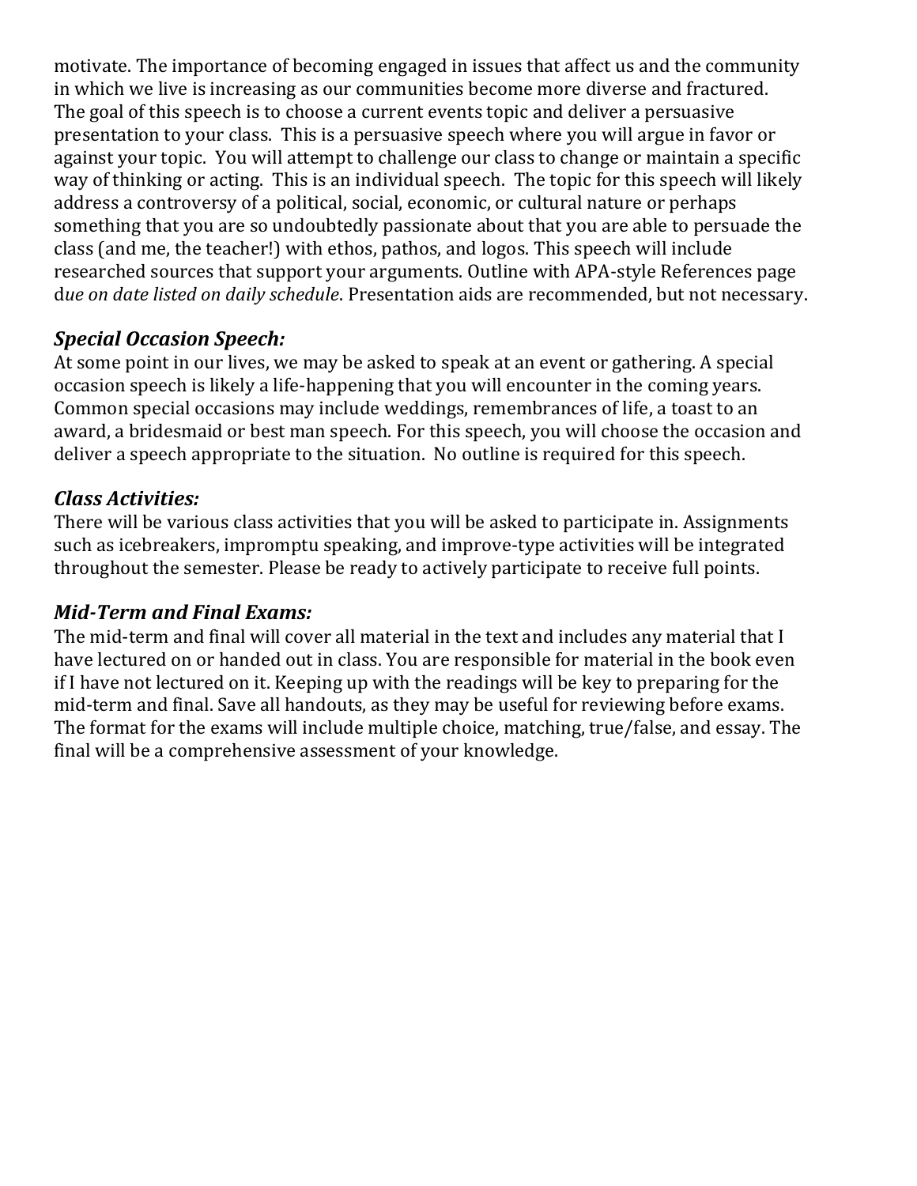motivate. The importance of becoming engaged in issues that affect us and the community in which we live is increasing as our communities become more diverse and fractured. The goal of this speech is to choose a current events topic and deliver a persuasive presentation to your class. This is a persuasive speech where you will argue in favor or against your topic. You will attempt to challenge our class to change or maintain a specific way of thinking or acting. This is an individual speech. The topic for this speech will likely address a controversy of a political, social, economic, or cultural nature or perhaps something that you are so undoubtedly passionate about that you are able to persuade the class (and me, the teacher!) with ethos, pathos, and logos. This speech will include researched sources that support your arguments. Outline with APA-style References page d*ue on date listed on daily schedule*. Presentation aids are recommended, but not necessary.

### *Special Occasion Speech:*

At some point in our lives, we may be asked to speak at an event or gathering. A special occasion speech is likely a life-happening that you will encounter in the coming years. Common special occasions may include weddings, remembrances of life, a toast to an award, a bridesmaid or best man speech. For this speech, you will choose the occasion and deliver a speech appropriate to the situation. No outline is required for this speech.

### *Class Activities:*

There will be various class activities that you will be asked to participate in. Assignments such as icebreakers, impromptu speaking, and improve-type activities will be integrated throughout the semester. Please be ready to actively participate to receive full points.

### *Mid-Term and Final Exams:*

The mid-term and final will cover all material in the text and includes any material that I have lectured on or handed out in class. You are responsible for material in the book even if I have not lectured on it. Keeping up with the readings will be key to preparing for the mid-term and final. Save all handouts, as they may be useful for reviewing before exams. The format for the exams will include multiple choice, matching, true/false, and essay. The final will be a comprehensive assessment of your knowledge.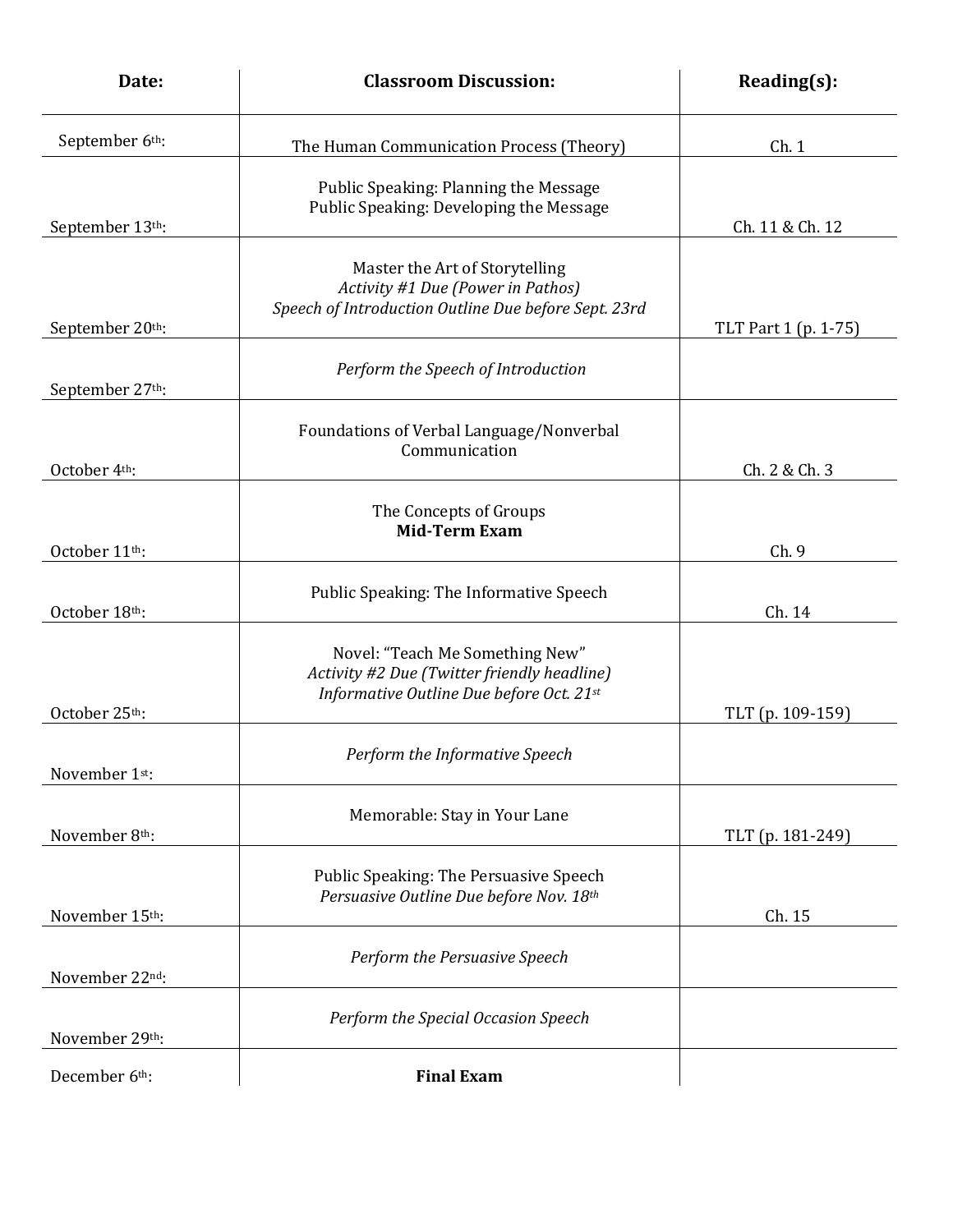| Date: | Classroom Discussion: | Reading(s): |
| --- | --- | --- |
| September 6th: | The Human Communication Process (Theory) | Ch. 1 |
| September 13th: | Public Speaking: Planning the Message<br>Public Speaking: Developing the Message | Ch. 11 & Ch. 12 |
| September 20th: | Master the Art of Storytelling<br>*Activity #1 Due (Power in Pathos)*<br>*Speech of Introduction Outline Due before Sept. 23rd* | TLT Part 1 (p. 1-75) |
| September 27th: | *Perform the Speech of Introduction* | |
| October 4th: | Foundations of Verbal Language/Nonverbal Communication | Ch. 2 & Ch. 3 |
| October 11th: | The Concepts of Groups<br>**Mid-Term Exam** | Ch. 9 |
| October 18th: | Public Speaking: The Informative Speech | Ch. 14 |
| October 25th: | Novel: "Teach Me Something New"<br>*Activity #2 Due (Twitter friendly headline)*<br>*Informative Outline Due before Oct. 21st* | TLT (p. 109-159) |
| November 1st: | *Perform the Informative Speech* | |
| November 8th: | Memorable: Stay in Your Lane | TLT (p. 181-249) |
| November 15th: | Public Speaking: The Persuasive Speech<br>*Persuasive Outline Due before Nov. 18th* | Ch. 15 |
| November 22nd: | *Perform the Persuasive Speech* | |
| November 29th: | *Perform the Special Occasion Speech* | |
| December 6th: | **Final Exam** | |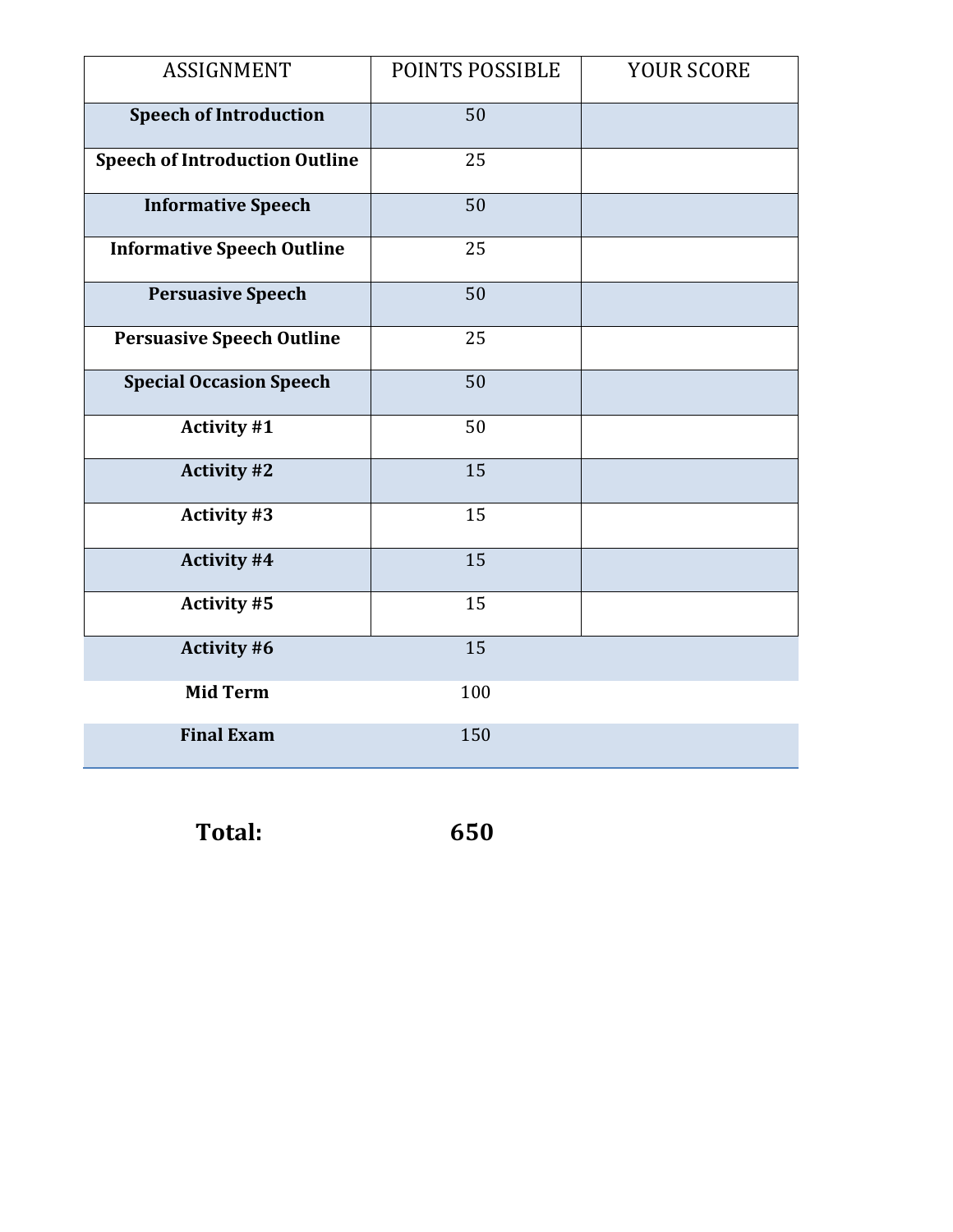| ASSIGNMENT | POINTS POSSIBLE | YOUR SCORE |
|---|---|---|
| **Speech of Introduction** | 50 | |
| **Speech of Introduction Outline** | 25 | |
| **Informative Speech** | 50 | |
| **Informative Speech Outline** | 25 | |
| **Persuasive Speech** | 50 | |
| **Persuasive Speech Outline** | 25 | |
| **Special Occasion Speech** | 50 | |
| **Activity #1** | 50 | |
| **Activity #2** | 15 | |
| **Activity #3** | 15 | |
| **Activity #4** | 15 | |
| **Activity #5** | 15 | |
| **Activity #6** | 15 | |
| **Mid Term** | 100 | |
| **Final Exam** | 150 | |

**Total: 650**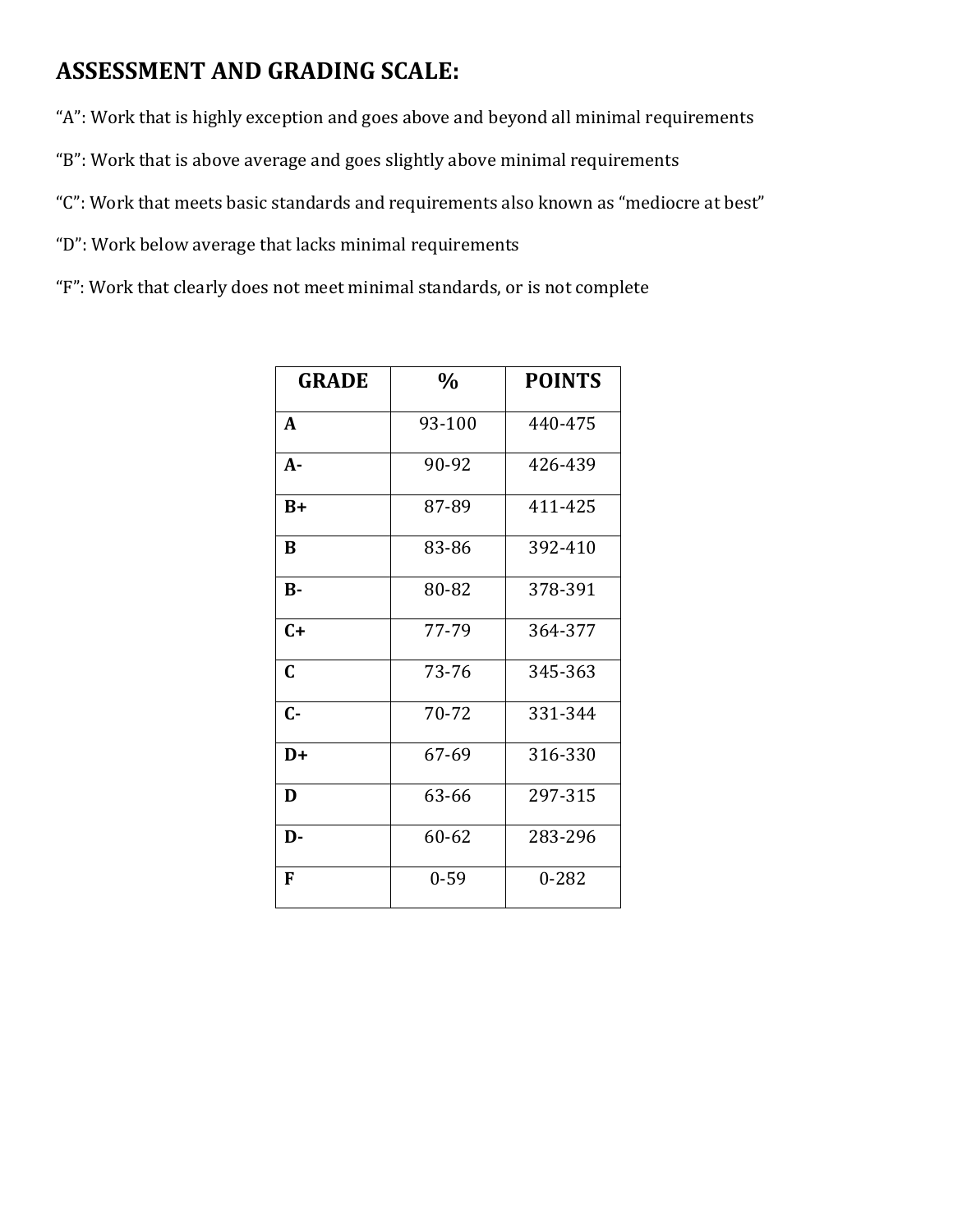## ASSESSMENT AND GRADING SCALE:

"A": Work that is highly exception and goes above and beyond all minimal requirements

"B": Work that is above average and goes slightly above minimal requirements

"C": Work that meets basic standards and requirements also known as "mediocre at best"

"D": Work below average that lacks minimal requirements

"F": Work that clearly does not meet minimal standards, or is not complete

| GRADE | % | POINTS |
|---|---|---|
| **A** | 93-100 | 440-475 |
| **A-** | 90-92 | 426-439 |
| **B+** | 87-89 | 411-425 |
| **B** | 83-86 | 392-410 |
| **B-** | 80-82 | 378-391 |
| **C+** | 77-79 | 364-377 |
| **C** | 73-76 | 345-363 |
| **C-** | 70-72 | 331-344 |
| **D+** | 67-69 | 316-330 |
| **D** | 63-66 | 297-315 |
| **D-** | 60-62 | 283-296 |
| **F** | 0-59 | 0-282 |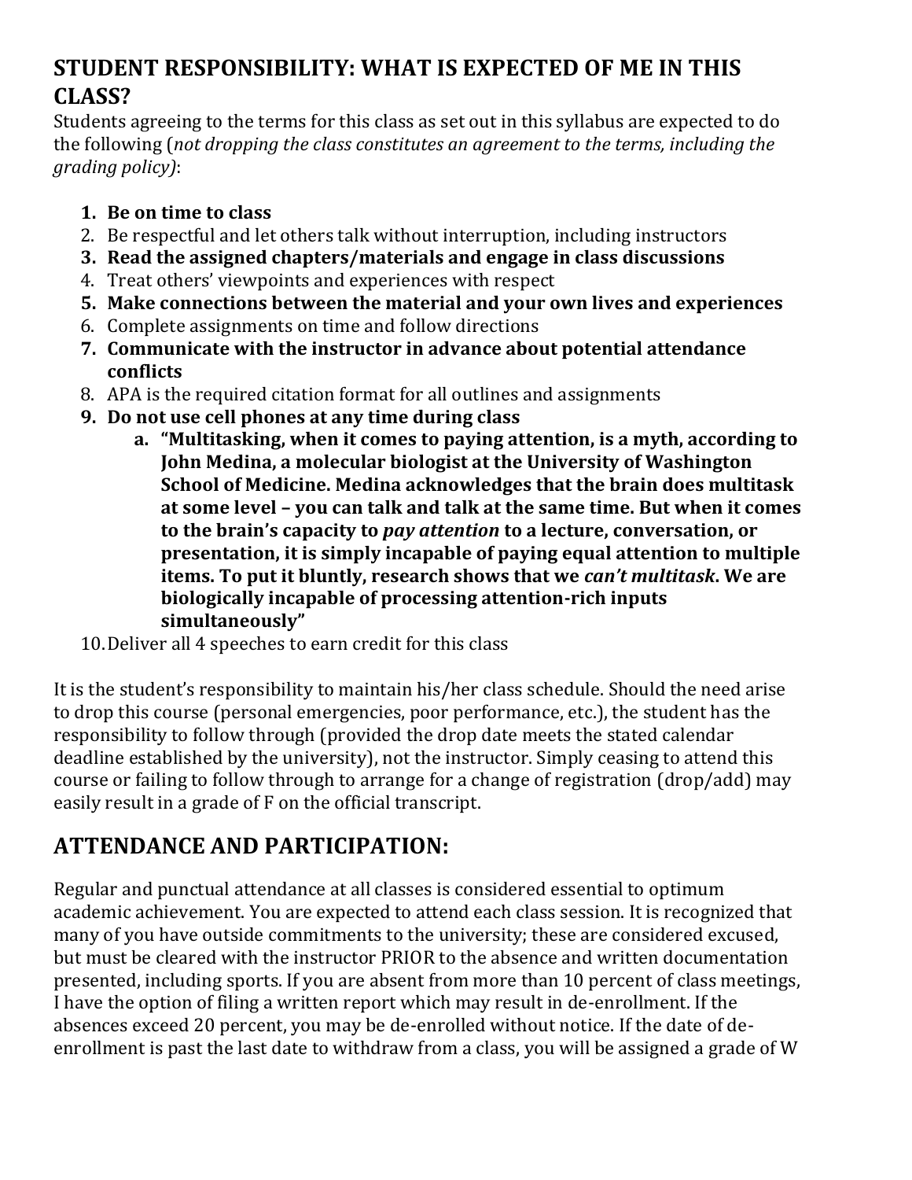## STUDENT RESPONSIBILITY: WHAT IS EXPECTED OF ME IN THIS CLASS?

Students agreeing to the terms for this class as set out in this syllabus are expected to do the following (*not dropping the class constitutes an agreement to the terms, including the grading policy)*:

1. **Be on time to class**
2. Be respectful and let others talk without interruption, including instructors
3. **Read the assigned chapters/materials and engage in class discussions**
4. Treat others' viewpoints and experiences with respect
5. **Make connections between the material and your own lives and experiences**
6. Complete assignments on time and follow directions
7. **Communicate with the instructor in advance about potential attendance conflicts**
8. APA is the required citation format for all outlines and assignments
9. **Do not use cell phones at any time during class**
    a. **"Multitasking, when it comes to paying attention, is a myth, according to John Medina, a molecular biologist at the University of Washington School of Medicine. Medina acknowledges that the brain does multitask at some level – you can talk and talk at the same time. But when it comes to the brain's capacity to *pay attention* to a lecture, conversation, or presentation, it is simply incapable of paying equal attention to multiple items. To put it bluntly, research shows that we *can't multitask*. We are biologically incapable of processing attention-rich inputs simultaneously"**
10. Deliver all 4 speeches to earn credit for this class

It is the student's responsibility to maintain his/her class schedule. Should the need arise to drop this course (personal emergencies, poor performance, etc.), the student has the responsibility to follow through (provided the drop date meets the stated calendar deadline established by the university), not the instructor. Simply ceasing to attend this course or failing to follow through to arrange for a change of registration (drop/add) may easily result in a grade of F on the official transcript.

## ATTENDANCE AND PARTICIPATION:

Regular and punctual attendance at all classes is considered essential to optimum academic achievement. You are expected to attend each class session. It is recognized that many of you have outside commitments to the university; these are considered excused, but must be cleared with the instructor PRIOR to the absence and written documentation presented, including sports. If you are absent from more than 10 percent of class meetings, I have the option of filing a written report which may result in de-enrollment. If the absences exceed 20 percent, you may be de-enrolled without notice. If the date of de-enrollment is past the last date to withdraw from a class, you will be assigned a grade of W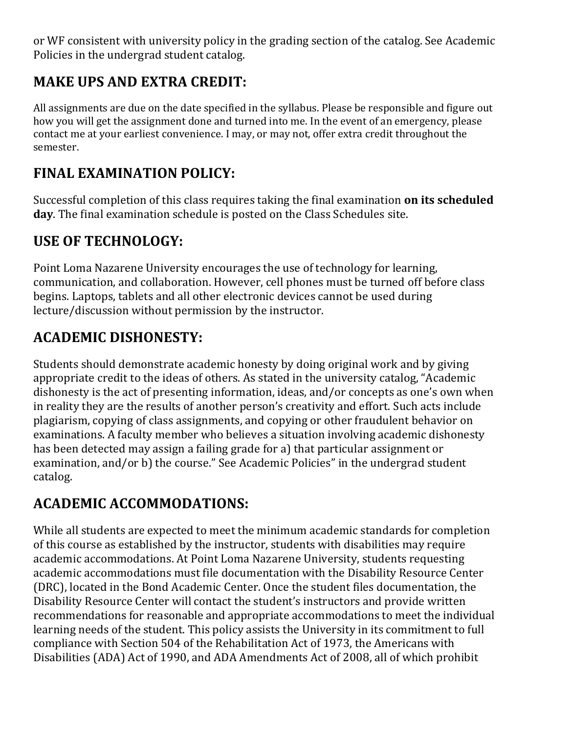or WF consistent with university policy in the grading section of the catalog. See Academic Policies in the undergrad student catalog.

## MAKE UPS AND EXTRA CREDIT:

All assignments are due on the date specified in the syllabus. Please be responsible and figure out how you will get the assignment done and turned into me. In the event of an emergency, please contact me at your earliest convenience. I may, or may not, offer extra credit throughout the semester.

## FINAL EXAMINATION POLICY:

Successful completion of this class requires taking the final examination **on its scheduled day**. The final examination schedule is posted on the Class Schedules site.

## USE OF TECHNOLOGY:

Point Loma Nazarene University encourages the use of technology for learning, communication, and collaboration. However, cell phones must be turned off before class begins. Laptops, tablets and all other electronic devices cannot be used during lecture/discussion without permission by the instructor.

## ACADEMIC DISHONESTY:

Students should demonstrate academic honesty by doing original work and by giving appropriate credit to the ideas of others. As stated in the university catalog, "Academic dishonesty is the act of presenting information, ideas, and/or concepts as one's own when in reality they are the results of another person's creativity and effort. Such acts include plagiarism, copying of class assignments, and copying or other fraudulent behavior on examinations. A faculty member who believes a situation involving academic dishonesty has been detected may assign a failing grade for a) that particular assignment or examination, and/or b) the course." See Academic Policies" in the undergrad student catalog.

## ACADEMIC ACCOMMODATIONS:

While all students are expected to meet the minimum academic standards for completion of this course as established by the instructor, students with disabilities may require academic accommodations. At Point Loma Nazarene University, students requesting academic accommodations must file documentation with the Disability Resource Center (DRC), located in the Bond Academic Center. Once the student files documentation, the Disability Resource Center will contact the student's instructors and provide written recommendations for reasonable and appropriate accommodations to meet the individual learning needs of the student. This policy assists the University in its commitment to full compliance with Section 504 of the Rehabilitation Act of 1973, the Americans with Disabilities (ADA) Act of 1990, and ADA Amendments Act of 2008, all of which prohibit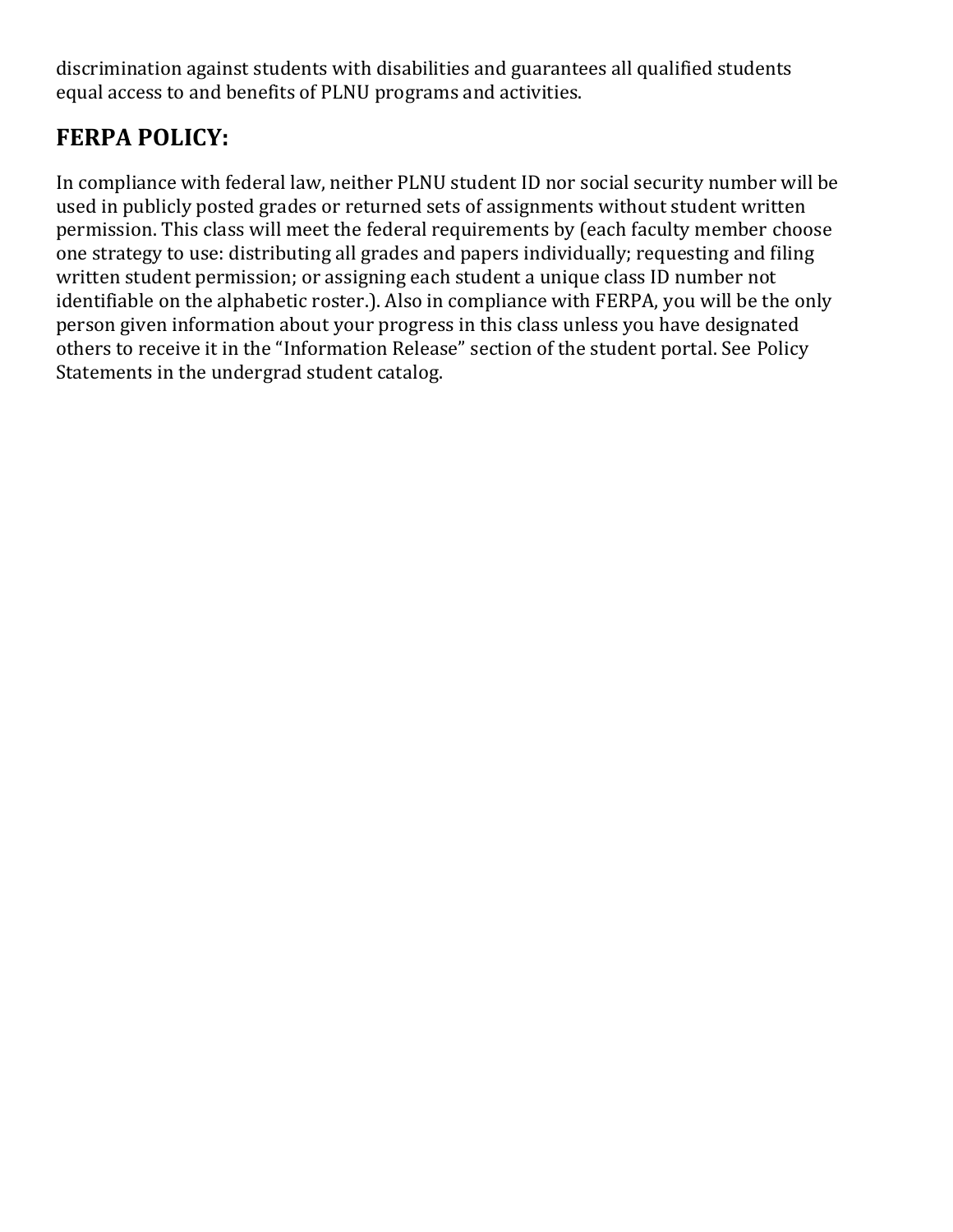discrimination against students with disabilities and guarantees all qualified students equal access to and benefits of PLNU programs and activities.

## FERPA POLICY:

In compliance with federal law, neither PLNU student ID nor social security number will be used in publicly posted grades or returned sets of assignments without student written permission. This class will meet the federal requirements by (each faculty member choose one strategy to use: distributing all grades and papers individually; requesting and filing written student permission; or assigning each student a unique class ID number not identifiable on the alphabetic roster.). Also in compliance with FERPA, you will be the only person given information about your progress in this class unless you have designated others to receive it in the "Information Release" section of the student portal. See Policy Statements in the undergrad student catalog.